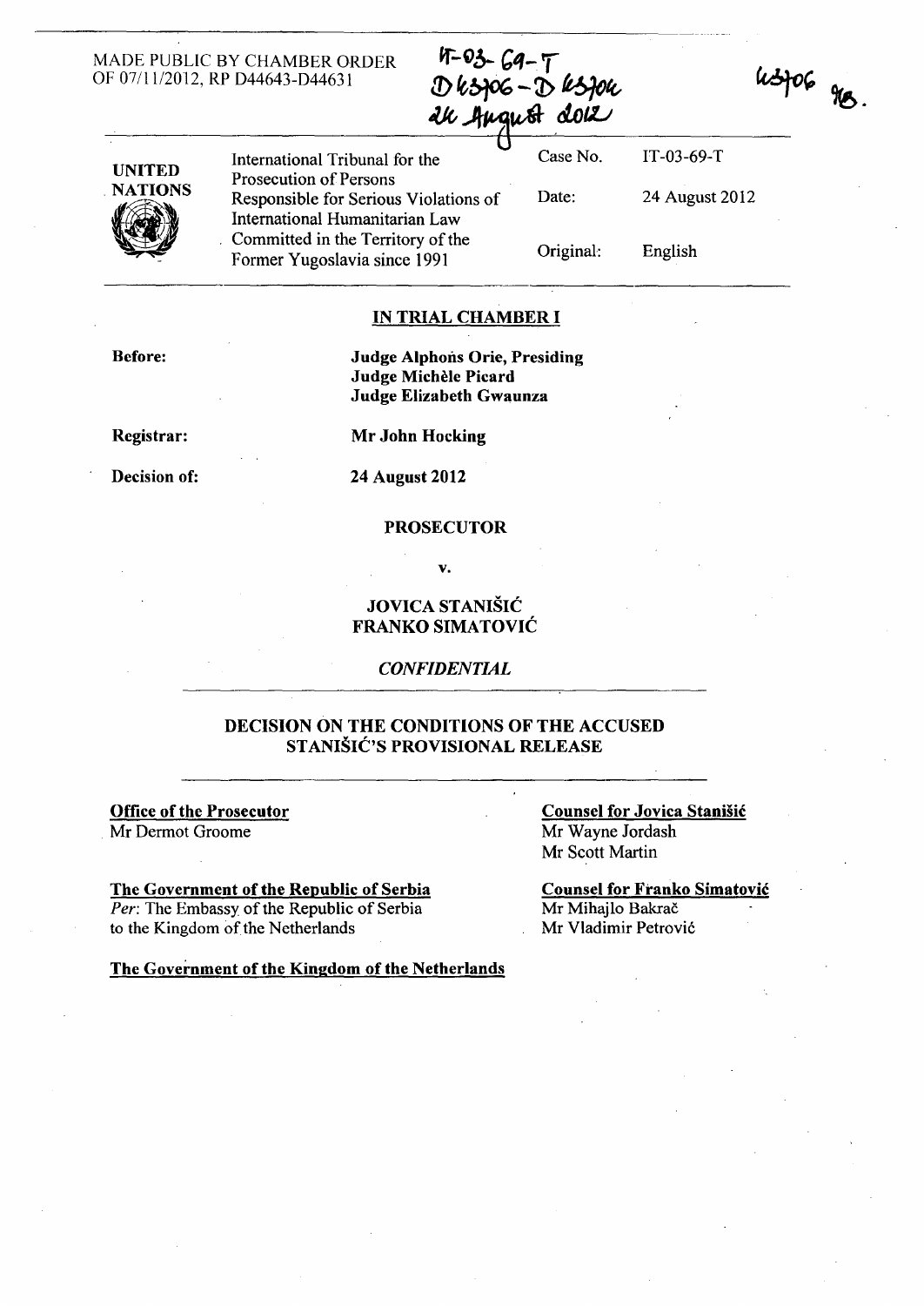MADE PUBLIC BY CHAMBER ORDER OF 07/11/2012, RP D44643-D44631

IT-03-69-T
D 43706 - D 43704
24 August 2012

43706 TB.

| UNITED NATIONS | International Tribunal for the Prosecution of Persons Responsible for Serious Violations of International Humanitarian Law Committed in the Territory of the Former Yugoslavia since 1991 | Case No. | IT-03-69-T |
|---|---|---|---|
| | | Date: | 24 August 2012 |
| | | Original: | English |

## IN TRIAL CHAMBER I

**Before:** **Judge Alphons Orie, Presiding**
**Judge Michèle Picard**
**Judge Elizabeth Gwaunza**

**Registrar:** **Mr John Hocking**

**Decision of:** **24 August 2012**

**PROSECUTOR**

**v.**

**JOVICA STANIŠIĆ**
**FRANKO SIMATOVIĆ**

***CONFIDENTIAL***

## DECISION ON THE CONDITIONS OF THE ACCUSED STANIŠIĆ'S PROVISIONAL RELEASE

**Office of the Prosecutor**
Mr Dermot Groome

**Counsel for Jovica Stanišić**
Mr Wayne Jordash
Mr Scott Martin

**The Government of the Republic of Serbia**
*Per*: The Embassy of the Republic of Serbia to the Kingdom of the Netherlands

**Counsel for Franko Simatović**
Mr Mihajlo Bakrač
Mr Vladimir Petrović

**The Government of the Kingdom of the Netherlands**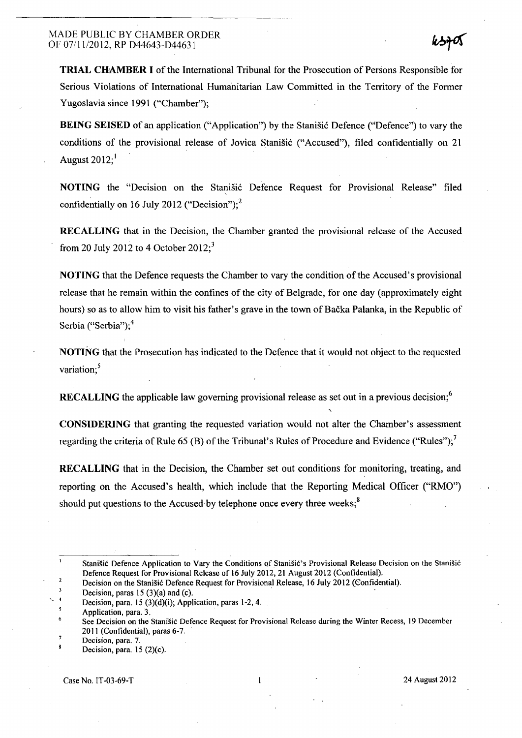MADE PUBLIC BY CHAMBER ORDER
OF 07/11/2012, RP D44643-D44631

**TRIAL CHAMBER I** of the International Tribunal for the Prosecution of Persons Responsible for Serious Violations of International Humanitarian Law Committed in the Territory of the Former Yugoslavia since 1991 ("Chamber");

**BEING SEISED** of an application ("Application") by the Stanišić Defence ("Defence") to vary the conditions of the provisional release of Jovica Stanišić ("Accused"), filed confidentially on 21 August 2012;[1]

**NOTING** the "Decision on the Stanišić Defence Request for Provisional Release" filed confidentially on 16 July 2012 ("Decision");[2]

**RECALLING** that in the Decision, the Chamber granted the provisional release of the Accused from 20 July 2012 to 4 October 2012;[3]

**NOTING** that the Defence requests the Chamber to vary the condition of the Accused's provisional release that he remain within the confines of the city of Belgrade, for one day (approximately eight hours) so as to allow him to visit his father's grave in the town of Bačka Palanka, in the Republic of Serbia ("Serbia");[4]

**NOTING** that the Prosecution has indicated to the Defence that it would not object to the requested variation;[5]

**RECALLING** the applicable law governing provisional release as set out in a previous decision;[6]

**CONSIDERING** that granting the requested variation would not alter the Chamber's assessment regarding the criteria of Rule 65 (B) of the Tribunal's Rules of Procedure and Evidence ("Rules");[7]

**RECALLING** that in the Decision, the Chamber set out conditions for monitoring, treating, and reporting on the Accused's health, which include that the Reporting Medical Officer ("RMO") should put questions to the Accused by telephone once every three weeks;[8]

---

[1] Stanišić Defence Application to Vary the Conditions of Stanišić's Provisional Release Decision on the Stanišić Defence Request for Provisional Release of 16 July 2012, 21 August 2012 (Confidential).

[2] Decision on the Stanišić Defence Request for Provisional Release, 16 July 2012 (Confidential).

[3] Decision, paras 15 (3)(a) and (c).

[4] Decision, para. 15 (3)(d)(i); Application, paras 1-2, 4.

[5] Application, para. 3.

[6] See Decision on the Stanišić Defence Request for Provisional Release during the Winter Recess, 19 December 2011 (Confidential), paras 6-7.

[7] Decision, para. 7.

[8] Decision, para. 15 (2)(c).

Case No. IT-03-69-T 24 August 2012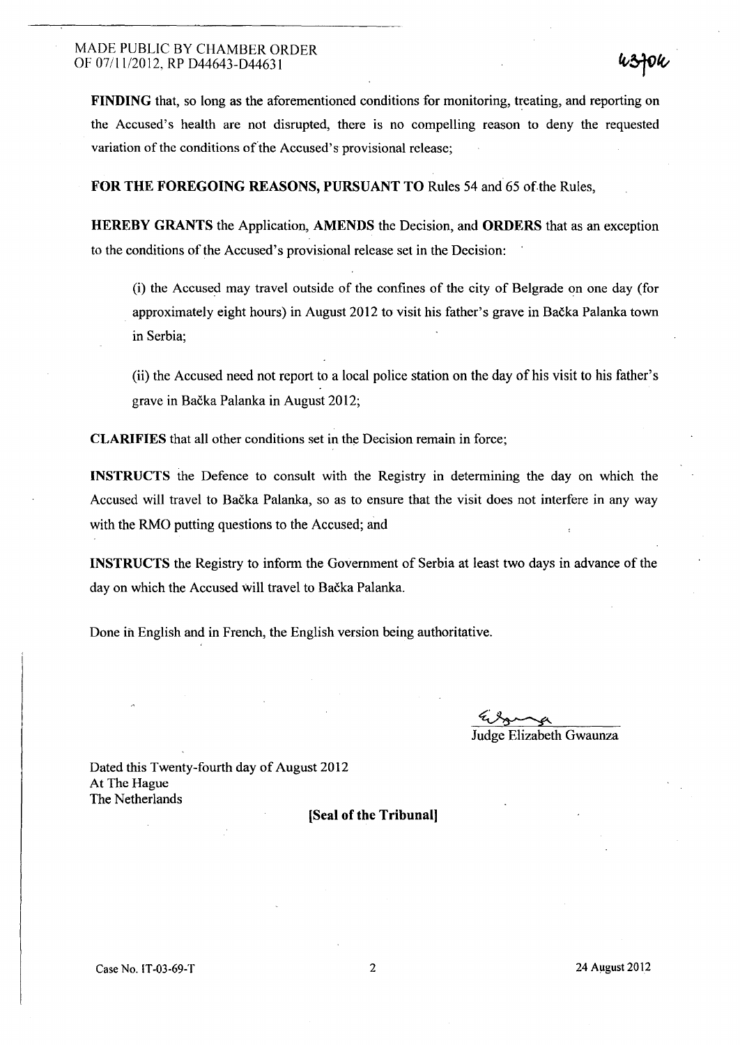**FINDING** that, so long as the aforementioned conditions for monitoring, treating, and reporting on the Accused's health are not disrupted, there is no compelling reason to deny the requested variation of the conditions of the Accused's provisional release;

**FOR THE FOREGOING REASONS, PURSUANT TO** Rules 54 and 65 of the Rules,

**HEREBY GRANTS** the Application, **AMENDS** the Decision, and **ORDERS** that as an exception to the conditions of the Accused's provisional release set in the Decision:

(i) the Accused may travel outside of the confines of the city of Belgrade on one day (for approximately eight hours) in August 2012 to visit his father's grave in Bačka Palanka town in Serbia;

(ii) the Accused need not report to a local police station on the day of his visit to his father's grave in Bačka Palanka in August 2012;

**CLARIFIES** that all other conditions set in the Decision remain in force;

**INSTRUCTS** the Defence to consult with the Registry in determining the day on which the Accused will travel to Bačka Palanka, so as to ensure that the visit does not interfere in any way with the RMO putting questions to the Accused; and

**INSTRUCTS** the Registry to inform the Government of Serbia at least two days in advance of the day on which the Accused will travel to Bačka Palanka.

Done in English and in French, the English version being authoritative.

Judge Elizabeth Gwaunza

Dated this Twenty-fourth day of August 2012
At The Hague
The Netherlands

**[Seal of the Tribunal]**